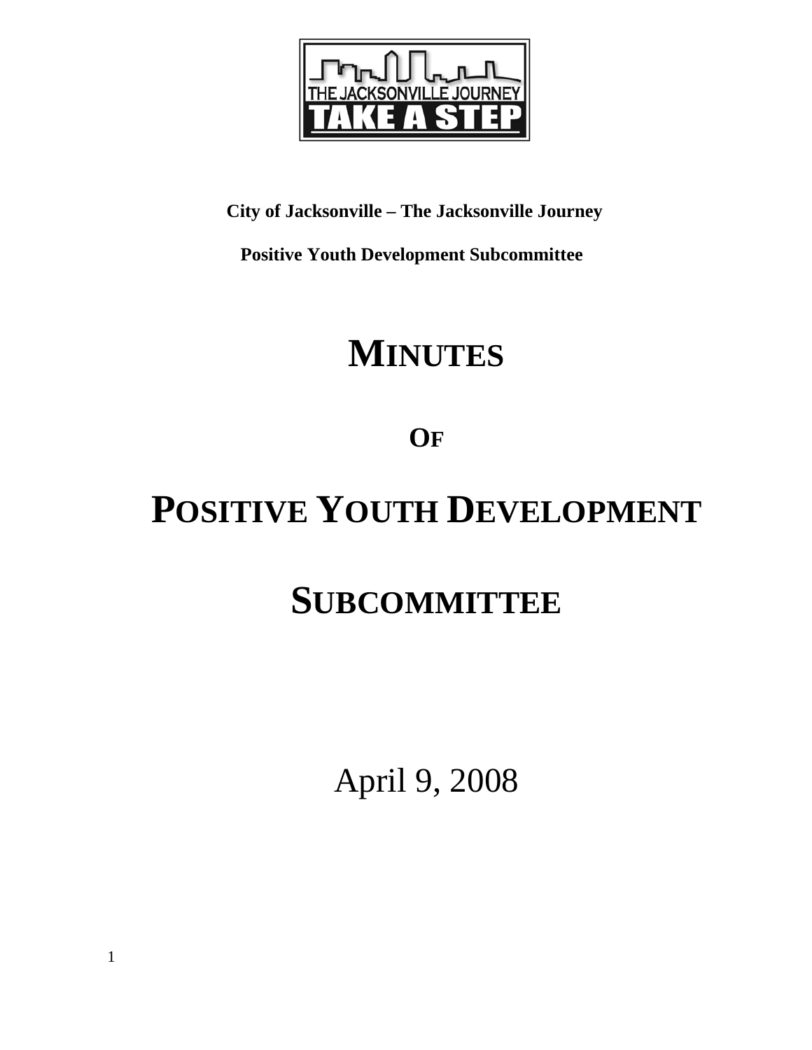**City of Jacksonville – The Jacksonville Journey**

**Positive Youth Development Subcommittee**

# MINUTES

## OF

# POSITIVE YOUTH DEVELOPMENT

# SUBCOMMITTEE

April 9, 2008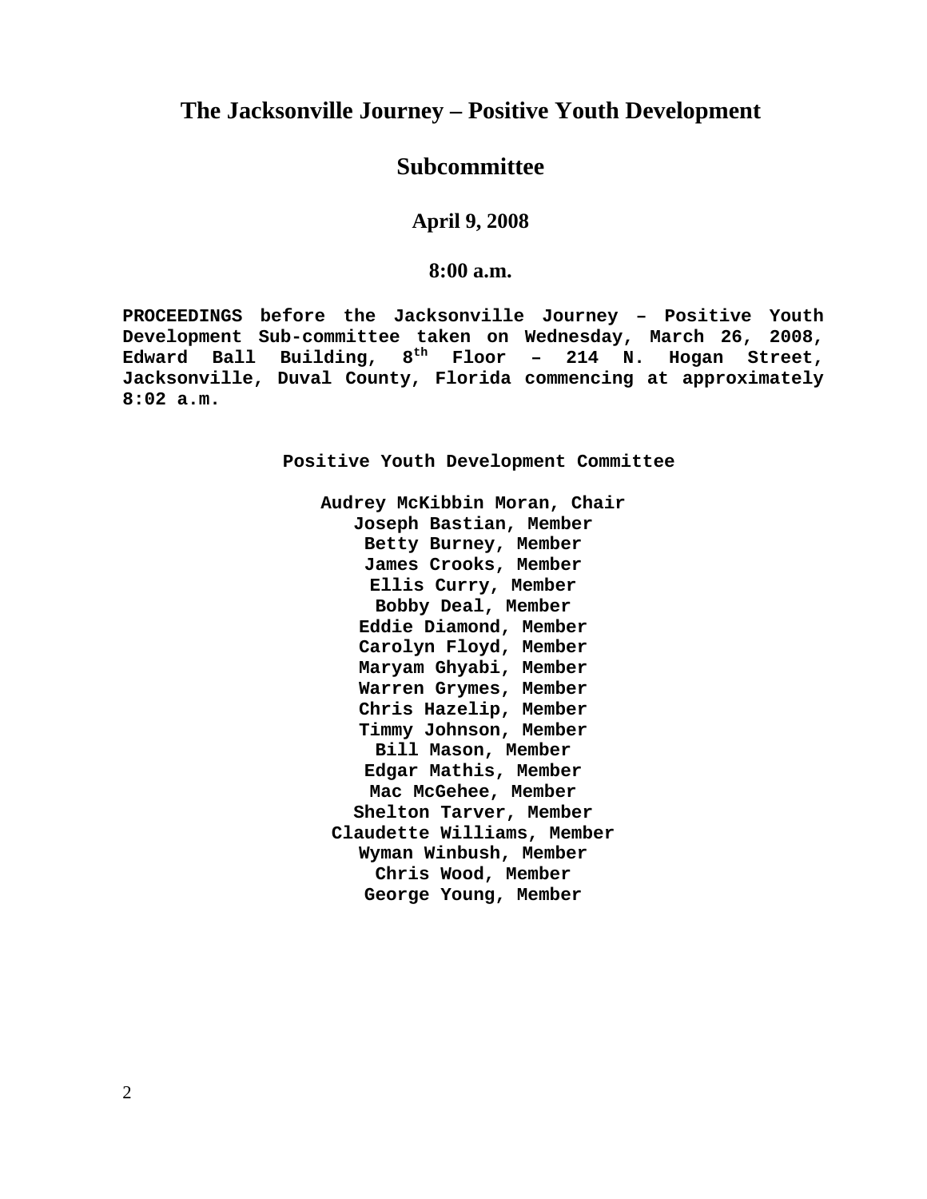# The Jacksonville Journey – Positive Youth Development

# Subcommittee

### April 9, 2008

### 8:00 a.m.

**PROCEEDINGS before the Jacksonville Journey – Positive Youth Development Sub-committee taken on Wednesday, March 26, 2008, Edward Ball Building, 8th Floor – 214 N. Hogan Street, Jacksonville, Duval County, Florida commencing at approximately 8:02 a.m.**

**Positive Youth Development Committee**

**Audrey McKibbin Moran, Chair**
**Joseph Bastian, Member**
**Betty Burney, Member**
**James Crooks, Member**
**Ellis Curry, Member**
**Bobby Deal, Member**
**Eddie Diamond, Member**
**Carolyn Floyd, Member**
**Maryam Ghyabi, Member**
**Warren Grymes, Member**
**Chris Hazelip, Member**
**Timmy Johnson, Member**
**Bill Mason, Member**
**Edgar Mathis, Member**
**Mac McGehee, Member**
**Shelton Tarver, Member**
**Claudette Williams, Member**
**Wyman Winbush, Member**
**Chris Wood, Member**
**George Young, Member**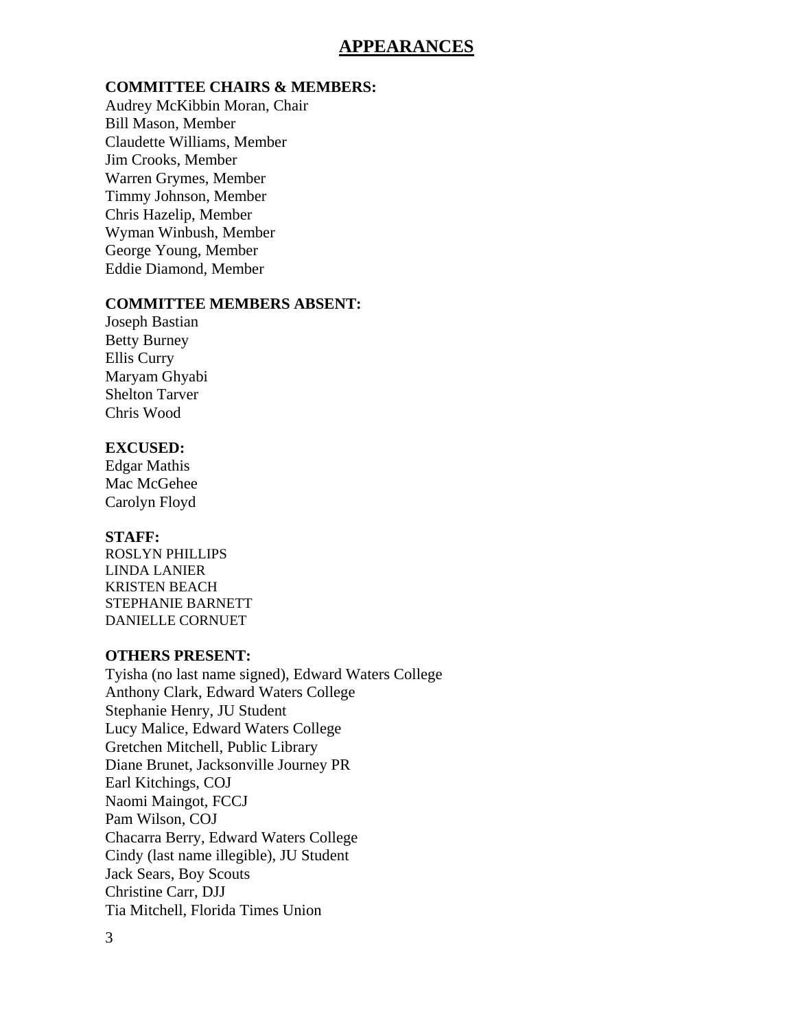# APPEARANCES

**COMMITTEE CHAIRS & MEMBERS:**

Audrey McKibbin Moran, Chair
Bill Mason, Member
Claudette Williams, Member
Jim Crooks, Member
Warren Grymes, Member
Timmy Johnson, Member
Chris Hazelip, Member
Wyman Winbush, Member
George Young, Member
Eddie Diamond, Member

**COMMITTEE MEMBERS ABSENT:**

Joseph Bastian
Betty Burney
Ellis Curry
Maryam Ghyabi
Shelton Tarver
Chris Wood

**EXCUSED:**

Edgar Mathis
Mac McGehee
Carolyn Floyd

**STAFF:**

ROSLYN PHILLIPS
LINDA LANIER
KRISTEN BEACH
STEPHANIE BARNETT
DANIELLE CORNUET

**OTHERS PRESENT:**

Tyisha (no last name signed), Edward Waters College
Anthony Clark, Edward Waters College
Stephanie Henry, JU Student
Lucy Malice, Edward Waters College
Gretchen Mitchell, Public Library
Diane Brunet, Jacksonville Journey PR
Earl Kitchings, COJ
Naomi Maingot, FCCJ
Pam Wilson, COJ
Chacarra Berry, Edward Waters College
Cindy (last name illegible), JU Student
Jack Sears, Boy Scouts
Christine Carr, DJJ
Tia Mitchell, Florida Times Union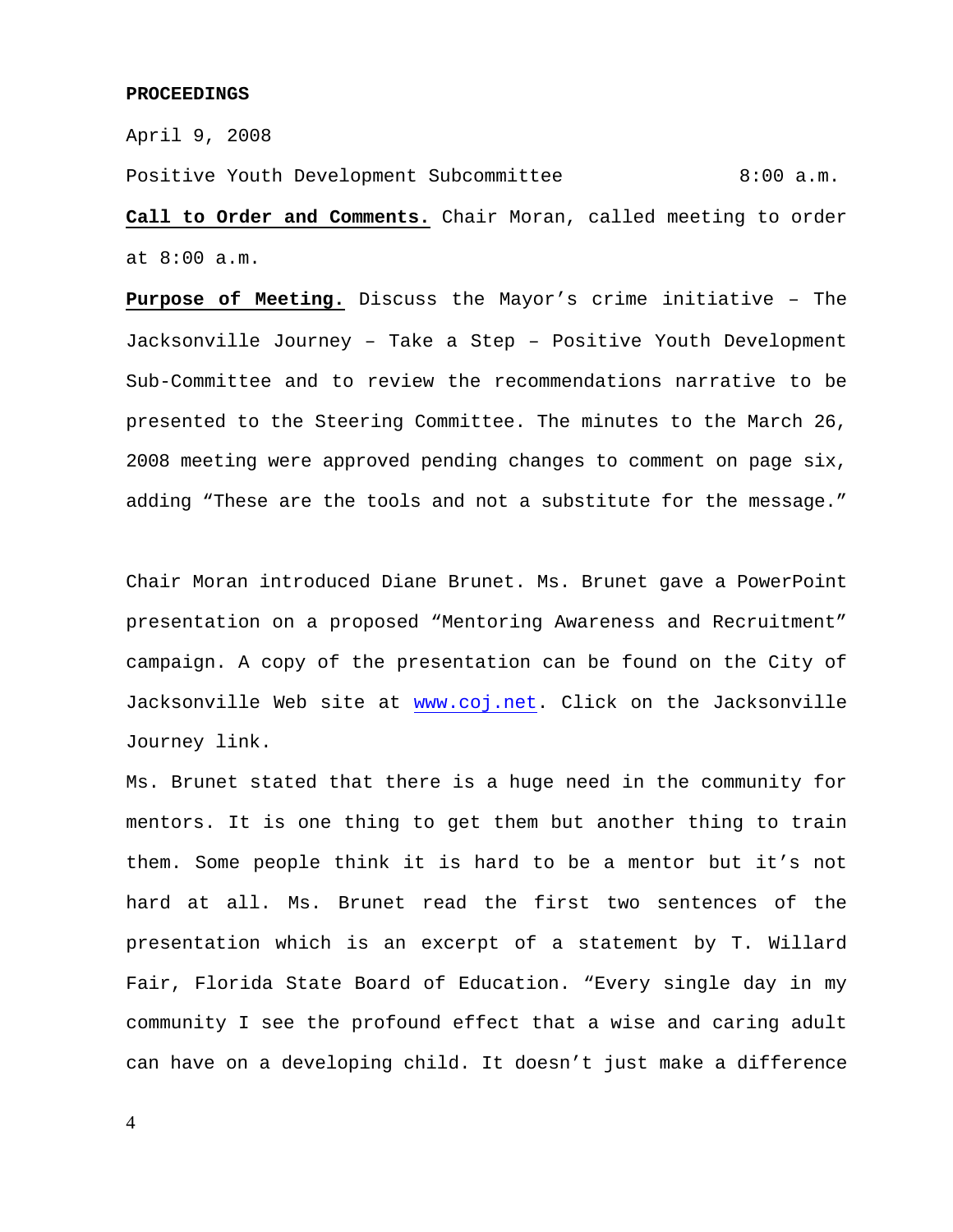**PROCEEDINGS**

April 9, 2008

Positive Youth Development Subcommittee 8:00 a.m.

**Call to Order and Comments.** Chair Moran, called meeting to order at 8:00 a.m.

**Purpose of Meeting.** Discuss the Mayor's crime initiative – The Jacksonville Journey – Take a Step – Positive Youth Development Sub-Committee and to review the recommendations narrative to be presented to the Steering Committee. The minutes to the March 26, 2008 meeting were approved pending changes to comment on page six, adding "These are the tools and not a substitute for the message."

Chair Moran introduced Diane Brunet. Ms. Brunet gave a PowerPoint presentation on a proposed "Mentoring Awareness and Recruitment" campaign. A copy of the presentation can be found on the City of Jacksonville Web site at www.coj.net. Click on the Jacksonville Journey link.

Ms. Brunet stated that there is a huge need in the community for mentors. It is one thing to get them but another thing to train them. Some people think it is hard to be a mentor but it's not hard at all. Ms. Brunet read the first two sentences of the presentation which is an excerpt of a statement by T. Willard Fair, Florida State Board of Education. "Every single day in my community I see the profound effect that a wise and caring adult can have on a developing child. It doesn't just make a difference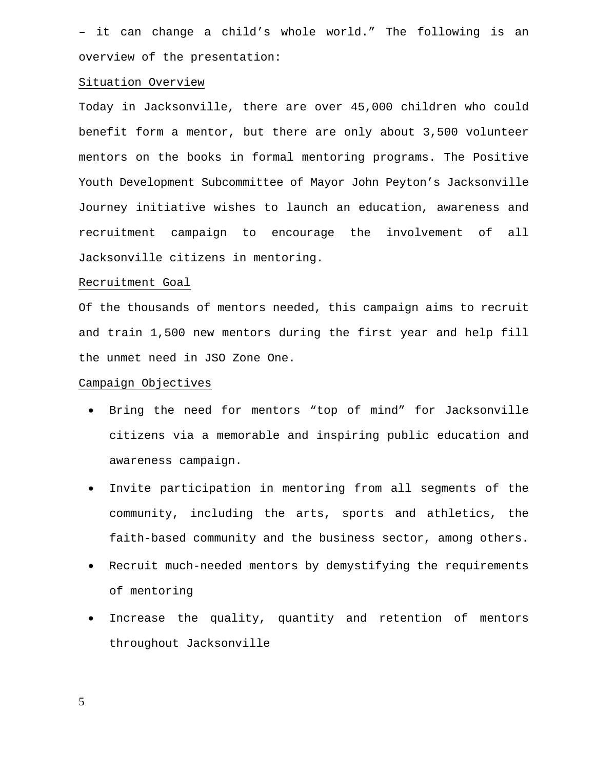– it can change a child's whole world." The following is an overview of the presentation:

<u>Situation Overview</u>

Today in Jacksonville, there are over 45,000 children who could benefit form a mentor, but there are only about 3,500 volunteer mentors on the books in formal mentoring programs. The Positive Youth Development Subcommittee of Mayor John Peyton's Jacksonville Journey initiative wishes to launch an education, awareness and recruitment campaign to encourage the involvement of all Jacksonville citizens in mentoring.

<u>Recruitment Goal</u>

Of the thousands of mentors needed, this campaign aims to recruit and train 1,500 new mentors during the first year and help fill the unmet need in JSO Zone One.

<u>Campaign Objectives</u>

- Bring the need for mentors "top of mind" for Jacksonville citizens via a memorable and inspiring public education and awareness campaign.
- Invite participation in mentoring from all segments of the community, including the arts, sports and athletics, the faith-based community and the business sector, among others.
- Recruit much-needed mentors by demystifying the requirements of mentoring
- Increase the quality, quantity and retention of mentors throughout Jacksonville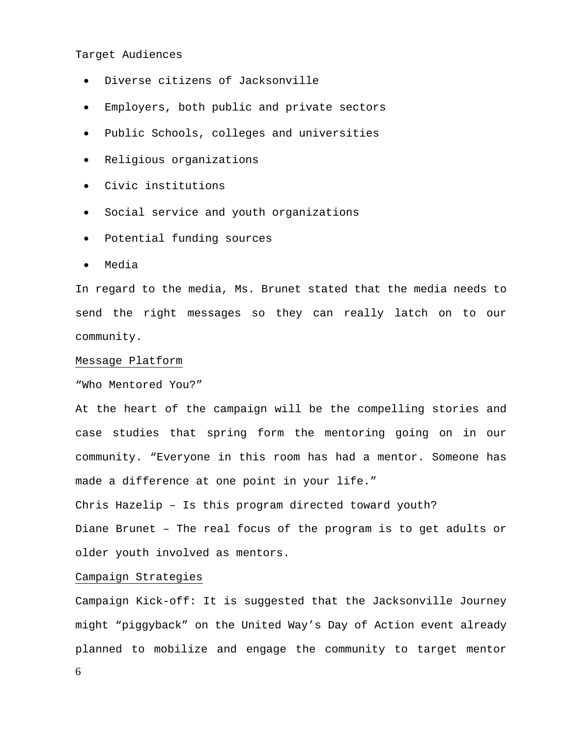Target Audiences

- Diverse citizens of Jacksonville
- Employers, both public and private sectors
- Public Schools, colleges and universities
- Religious organizations
- Civic institutions
- Social service and youth organizations
- Potential funding sources
- Media

In regard to the media, Ms. Brunet stated that the media needs to send the right messages so they can really latch on to our community.

Message Platform

"Who Mentored You?"

At the heart of the campaign will be the compelling stories and case studies that spring form the mentoring going on in our community. "Everyone in this room has had a mentor. Someone has made a difference at one point in your life."

Chris Hazelip – Is this program directed toward youth?

Diane Brunet – The real focus of the program is to get adults or older youth involved as mentors.

Campaign Strategies

Campaign Kick-off: It is suggested that the Jacksonville Journey might "piggyback" on the United Way's Day of Action event already planned to mobilize and engage the community to target mentor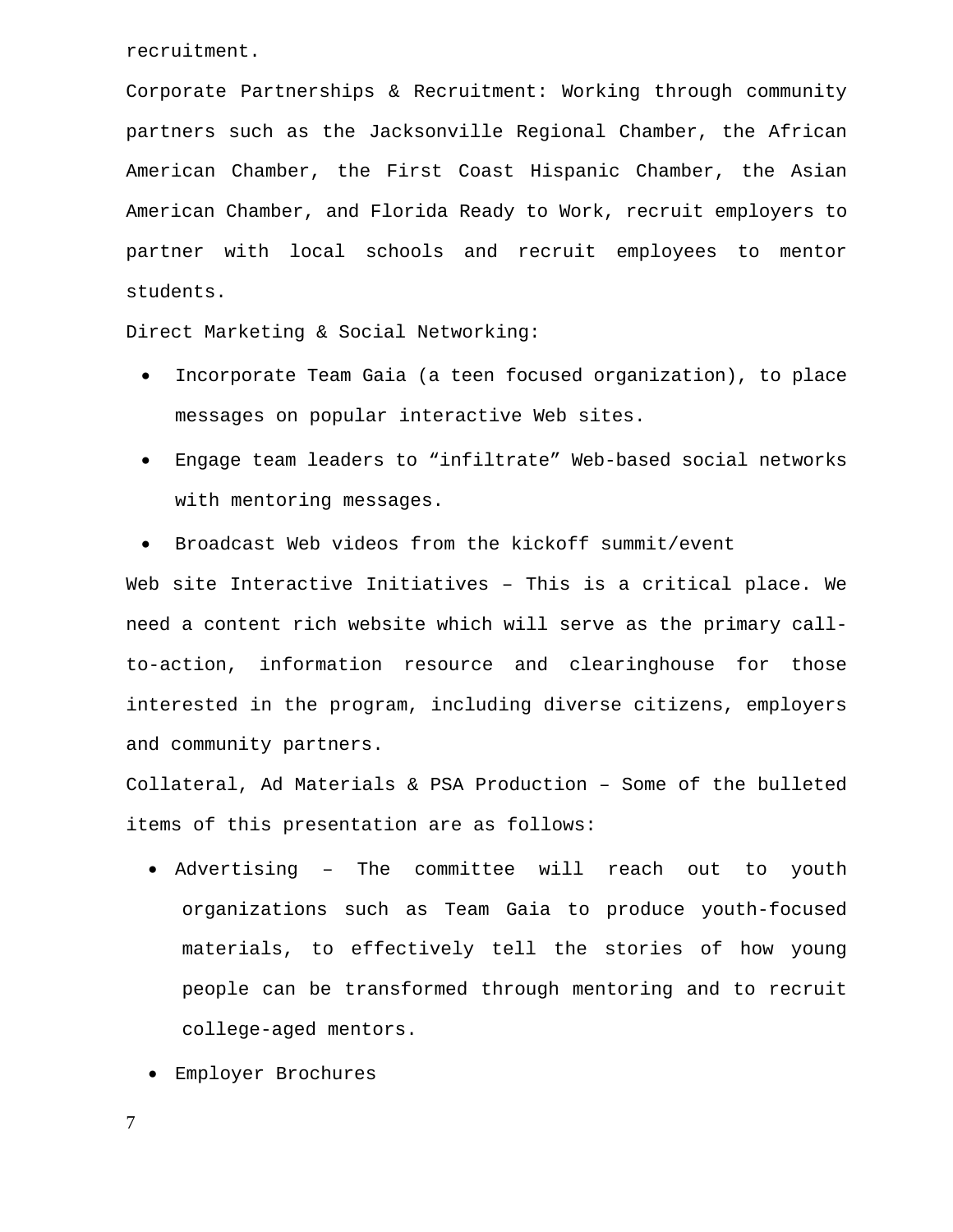recruitment.

Corporate Partnerships & Recruitment: Working through community partners such as the Jacksonville Regional Chamber, the African American Chamber, the First Coast Hispanic Chamber, the Asian American Chamber, and Florida Ready to Work, recruit employers to partner with local schools and recruit employees to mentor students.

Direct Marketing & Social Networking:

- Incorporate Team Gaia (a teen focused organization), to place messages on popular interactive Web sites.
- Engage team leaders to "infiltrate" Web-based social networks with mentoring messages.
- Broadcast Web videos from the kickoff summit/event

Web site Interactive Initiatives – This is a critical place. We need a content rich website which will serve as the primary call-to-action, information resource and clearinghouse for those interested in the program, including diverse citizens, employers and community partners.

Collateral, Ad Materials & PSA Production – Some of the bulleted items of this presentation are as follows:

- Advertising – The committee will reach out to youth organizations such as Team Gaia to produce youth-focused materials, to effectively tell the stories of how young people can be transformed through mentoring and to recruit college-aged mentors.
- Employer Brochures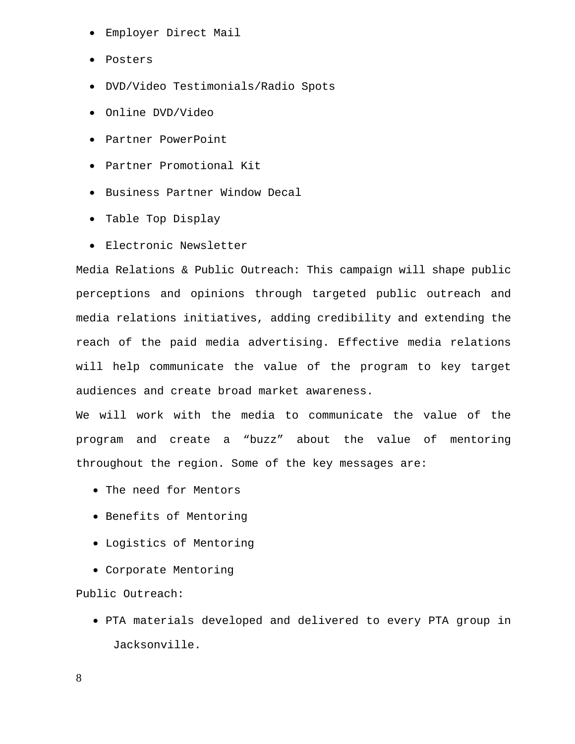- Employer Direct Mail
- Posters
- DVD/Video Testimonials/Radio Spots
- Online DVD/Video
- Partner PowerPoint
- Partner Promotional Kit
- Business Partner Window Decal
- Table Top Display
- Electronic Newsletter

Media Relations & Public Outreach: This campaign will shape public perceptions and opinions through targeted public outreach and media relations initiatives, adding credibility and extending the reach of the paid media advertising. Effective media relations will help communicate the value of the program to key target audiences and create broad market awareness.

We will work with the media to communicate the value of the program and create a "buzz" about the value of mentoring throughout the region. Some of the key messages are:

- The need for Mentors
- Benefits of Mentoring
- Logistics of Mentoring
- Corporate Mentoring

Public Outreach:

- PTA materials developed and delivered to every PTA group in Jacksonville.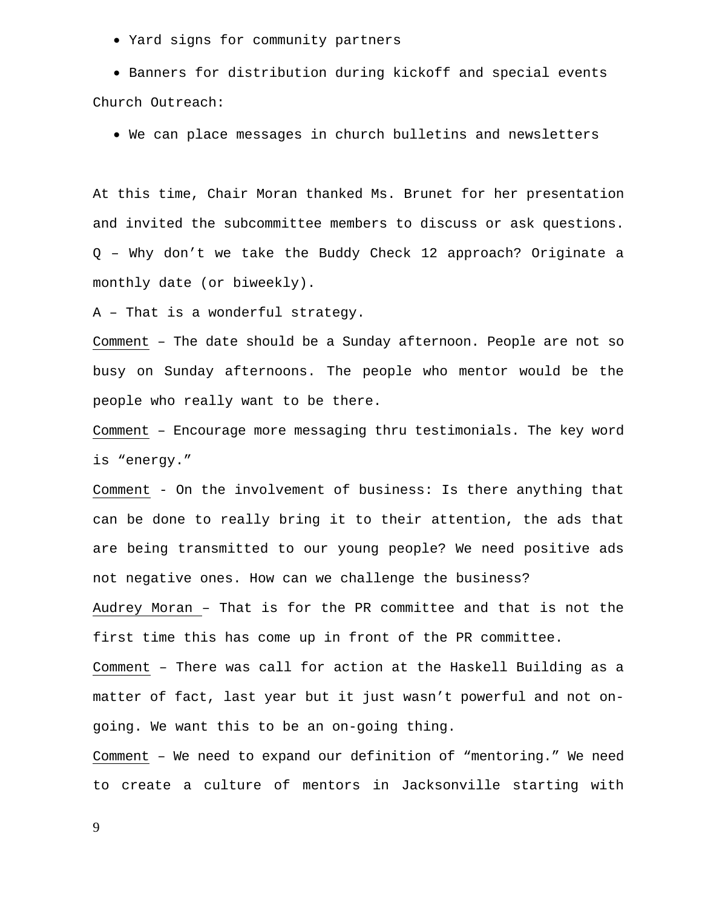- Yard signs for community partners
- Banners for distribution during kickoff and special events

Church Outreach:

- We can place messages in church bulletins and newsletters

At this time, Chair Moran thanked Ms. Brunet for her presentation and invited the subcommittee members to discuss or ask questions.

Q – Why don't we take the Buddy Check 12 approach? Originate a monthly date (or biweekly).

A – That is a wonderful strategy.

Comment – The date should be a Sunday afternoon. People are not so busy on Sunday afternoons. The people who mentor would be the people who really want to be there.

Comment – Encourage more messaging thru testimonials. The key word is "energy."

Comment - On the involvement of business: Is there anything that can be done to really bring it to their attention, the ads that are being transmitted to our young people? We need positive ads not negative ones. How can we challenge the business?

Audrey Moran – That is for the PR committee and that is not the first time this has come up in front of the PR committee.

Comment – There was call for action at the Haskell Building as a matter of fact, last year but it just wasn't powerful and not on-going. We want this to be an on-going thing.

Comment – We need to expand our definition of "mentoring." We need to create a culture of mentors in Jacksonville starting with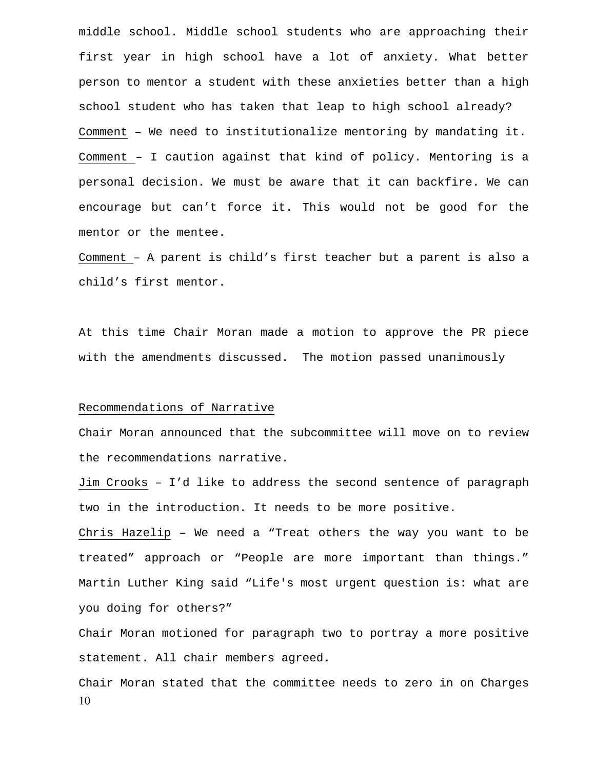middle school. Middle school students who are approaching their first year in high school have a lot of anxiety. What better person to mentor a student with these anxieties better than a high school student who has taken that leap to high school already?

<u>Comment</u> – We need to institutionalize mentoring by mandating it.

<u>Comment</u> – I caution against that kind of policy. Mentoring is a personal decision. We must be aware that it can backfire. We can encourage but can't force it. This would not be good for the mentor or the mentee.

<u>Comment</u> – A parent is child's first teacher but a parent is also a child's first mentor.

At this time Chair Moran made a motion to approve the PR piece with the amendments discussed. The motion passed unanimously

<u>Recommendations of Narrative</u>

Chair Moran announced that the subcommittee will move on to review the recommendations narrative.

<u>Jim Crooks</u> – I'd like to address the second sentence of paragraph two in the introduction. It needs to be more positive.

<u>Chris Hazelip</u> – We need a "Treat others the way you want to be treated" approach or "People are more important than things." Martin Luther King said "Life's most urgent question is: what are you doing for others?"

Chair Moran motioned for paragraph two to portray a more positive statement. All chair members agreed.

Chair Moran stated that the committee needs to zero in on Charges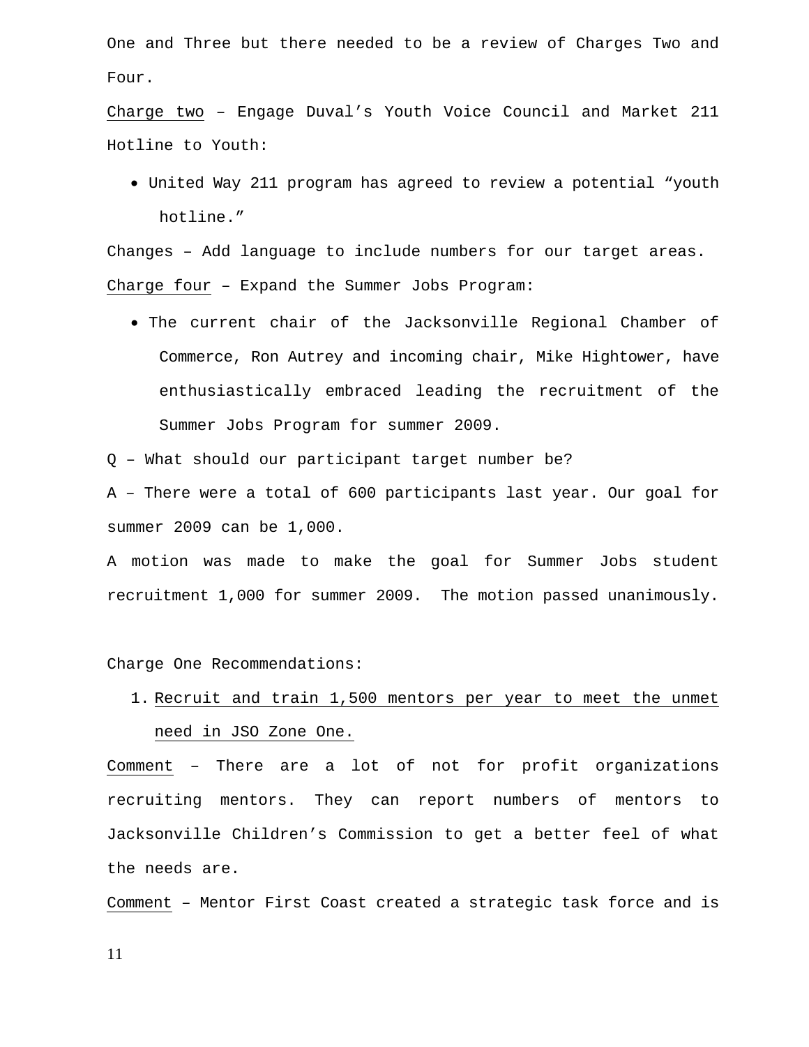One and Three but there needed to be a review of Charges Two and Four.

Charge two – Engage Duval's Youth Voice Council and Market 211 Hotline to Youth:

- United Way 211 program has agreed to review a potential "youth hotline."

Changes – Add language to include numbers for our target areas.

Charge four – Expand the Summer Jobs Program:

- The current chair of the Jacksonville Regional Chamber of Commerce, Ron Autrey and incoming chair, Mike Hightower, have enthusiastically embraced leading the recruitment of the Summer Jobs Program for summer 2009.

Q – What should our participant target number be?

A – There were a total of 600 participants last year. Our goal for summer 2009 can be 1,000.

A motion was made to make the goal for Summer Jobs student recruitment 1,000 for summer 2009. The motion passed unanimously.

Charge One Recommendations:

1. Recruit and train 1,500 mentors per year to meet the unmet need in JSO Zone One.

Comment – There are a lot of not for profit organizations recruiting mentors. They can report numbers of mentors to Jacksonville Children's Commission to get a better feel of what the needs are.

Comment – Mentor First Coast created a strategic task force and is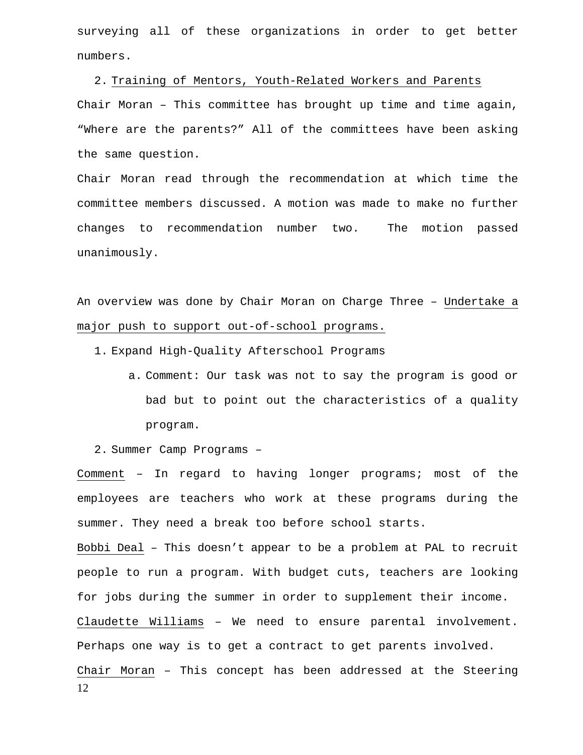surveying all of these organizations in order to get better numbers.

2. Training of Mentors, Youth-Related Workers and Parents

Chair Moran – This committee has brought up time and time again, “Where are the parents?” All of the committees have been asking the same question.

Chair Moran read through the recommendation at which time the committee members discussed. A motion was made to make no further changes to recommendation number two. The motion passed unanimously.

An overview was done by Chair Moran on Charge Three – Undertake a major push to support out-of-school programs.

1. Expand High-Quality Afterschool Programs
    a. Comment: Our task was not to say the program is good or bad but to point out the characteristics of a quality program.
2. Summer Camp Programs –

Comment – In regard to having longer programs; most of the employees are teachers who work at these programs during the summer. They need a break too before school starts.

Bobbi Deal – This doesn’t appear to be a problem at PAL to recruit people to run a program. With budget cuts, teachers are looking for jobs during the summer in order to supplement their income.

Claudette Williams – We need to ensure parental involvement. Perhaps one way is to get a contract to get parents involved.

Chair Moran – This concept has been addressed at the Steering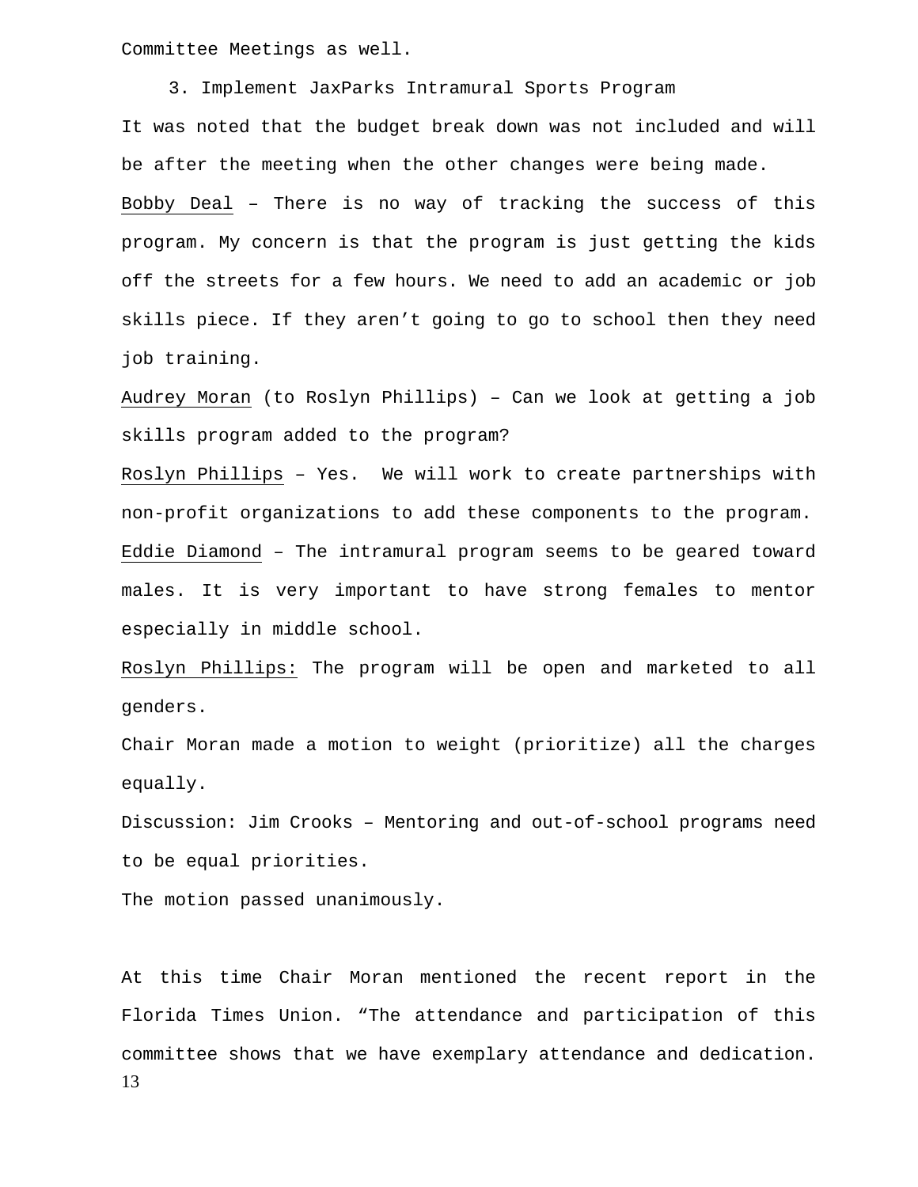Committee Meetings as well.

3. Implement JaxParks Intramural Sports Program

It was noted that the budget break down was not included and will be after the meeting when the other changes were being made.

Bobby Deal – There is no way of tracking the success of this program. My concern is that the program is just getting the kids off the streets for a few hours. We need to add an academic or job skills piece. If they aren't going to go to school then they need job training.

Audrey Moran (to Roslyn Phillips) – Can we look at getting a job skills program added to the program?

Roslyn Phillips – Yes. We will work to create partnerships with non-profit organizations to add these components to the program.

Eddie Diamond – The intramural program seems to be geared toward males. It is very important to have strong females to mentor especially in middle school.

Roslyn Phillips: The program will be open and marketed to all genders.

Chair Moran made a motion to weight (prioritize) all the charges equally.

Discussion: Jim Crooks – Mentoring and out-of-school programs need to be equal priorities.

The motion passed unanimously.

At this time Chair Moran mentioned the recent report in the Florida Times Union. "The attendance and participation of this committee shows that we have exemplary attendance and dedication.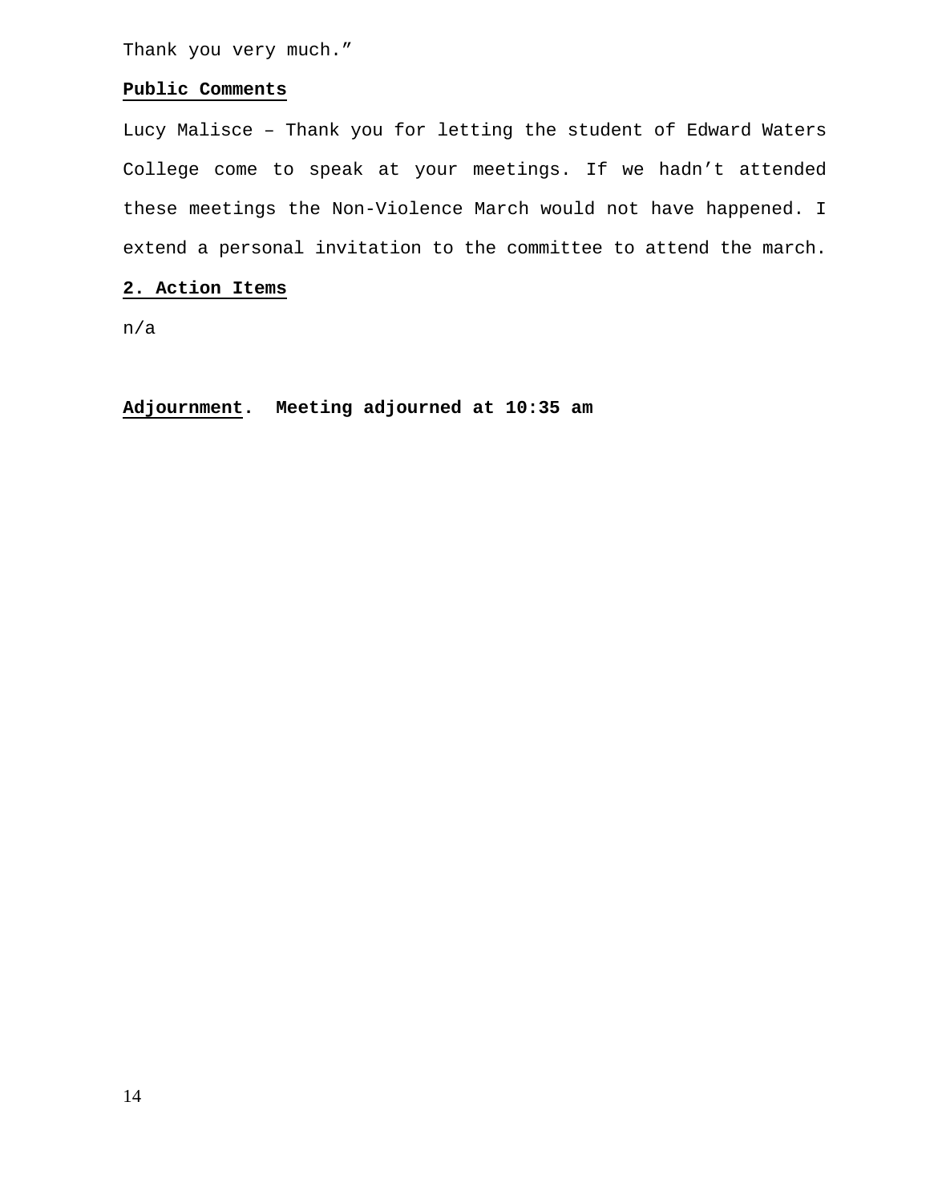Thank you very much."

**Public Comments**

Lucy Malisce – Thank you for letting the student of Edward Waters College come to speak at your meetings. If we hadn't attended these meetings the Non-Violence March would not have happened. I extend a personal invitation to the committee to attend the march.

**2. Action Items**

n/a

**Adjournment. Meeting adjourned at 10:35 am**